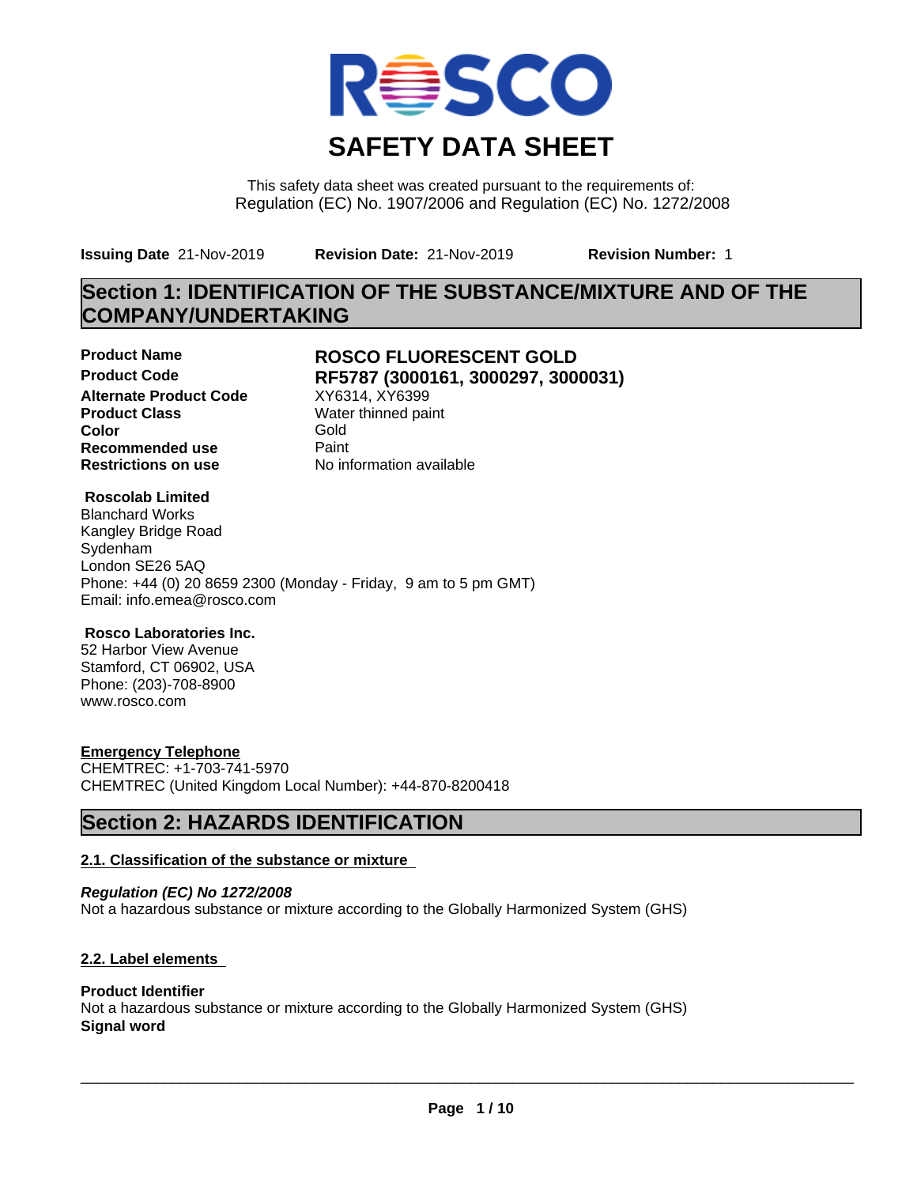# SAFETY DATA SHEET

This safety data sheet was created pursuant to the requirements of:
Regulation (EC) No. 1907/2006 and Regulation (EC) No. 1272/2008

**Issuing Date** 21-Nov-2019 **Revision Date:** 21-Nov-2019 **Revision Number:** 1

## Section 1: IDENTIFICATION OF THE SUBSTANCE/MIXTURE AND OF THE COMPANY/UNDERTAKING

| | |
|---|---|
| **Product Name** | **ROSCO FLUORESCENT GOLD** |
| **Product Code** | **RF5787 (3000161, 3000297, 3000031)** |
| **Alternate Product Code** | XY6314, XY6399 |
| **Product Class** | Water thinned paint |
| **Color** | Gold |
| **Recommended use** | Paint |
| **Restrictions on use** | No information available |

**Roscolab Limited**
Blanchard Works
Kangley Bridge Road
Sydenham
London SE26 5AQ
Phone: +44 (0) 20 8659 2300 (Monday - Friday, 9 am to 5 pm GMT)
Email: info.emea@rosco.com

**Rosco Laboratories Inc.**
52 Harbor View Avenue
Stamford, CT 06902, USA
Phone: (203)-708-8900
www.rosco.com

**Emergency Telephone**
CHEMTREC: +1-703-741-5970
CHEMTREC (United Kingdom Local Number): +44-870-8200418

## Section 2: HAZARDS IDENTIFICATION

### 2.1. Classification of the substance or mixture

***Regulation (EC) No 1272/2008***
Not a hazardous substance or mixture according to the Globally Harmonized System (GHS)

### 2.2. Label elements

**Product Identifier**
Not a hazardous substance or mixture according to the Globally Harmonized System (GHS)
**Signal word**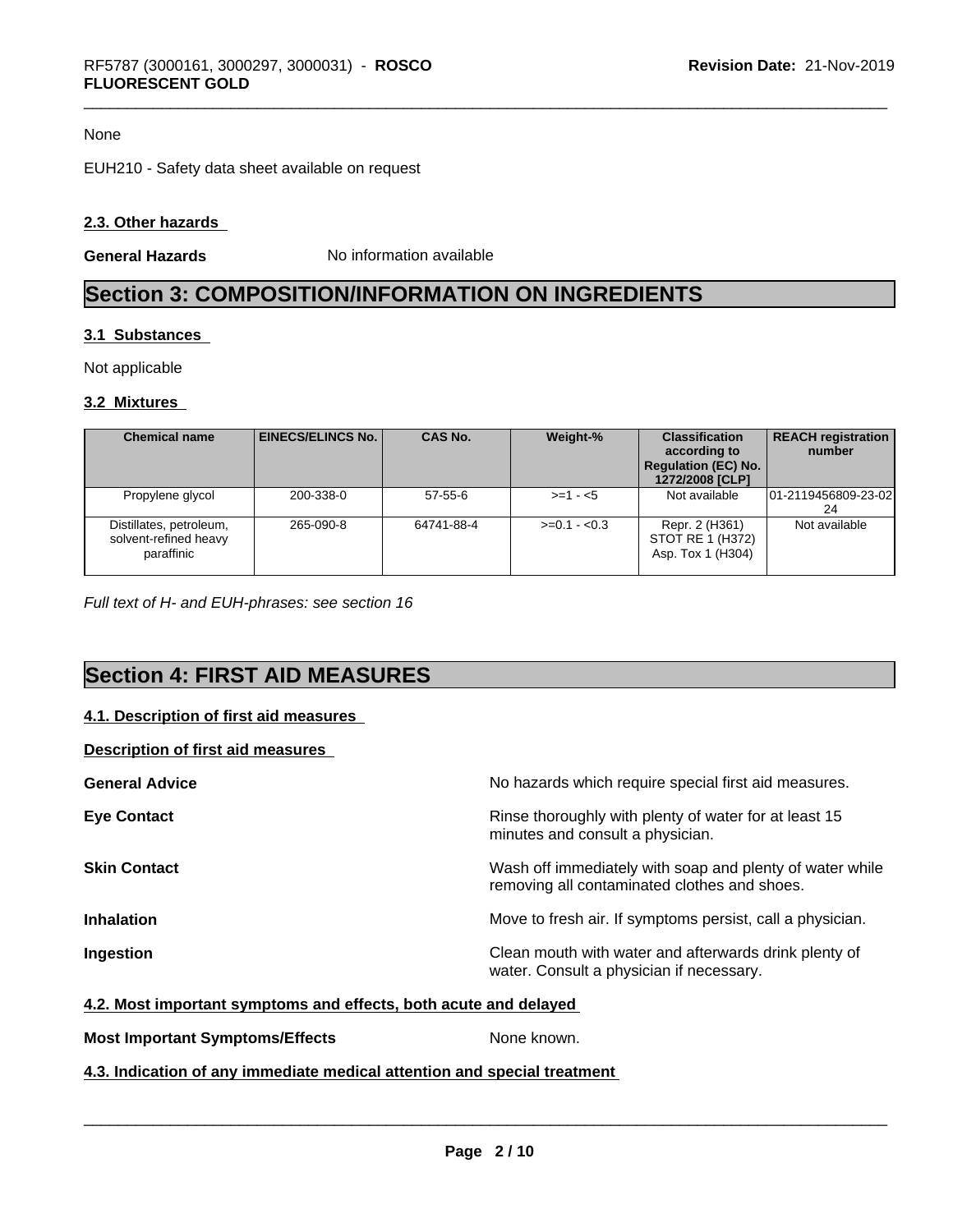None

EUH210 - Safety data sheet available on request

### 2.3. Other hazards

**General Hazards** No information available

# Section 3: COMPOSITION/INFORMATION ON INGREDIENTS

### 3.1 Substances

Not applicable

### 3.2 Mixtures

| Chemical name | EINECS/ELINCS No. | CAS No. | Weight-% | Classification according to Regulation (EC) No. 1272/2008 [CLP] | REACH registration number |
|---|---|---|---|---|---|
| Propylene glycol | 200-338-0 | 57-55-6 | >=1 - <5 | Not available | 01-2119456809-23-0224 |
| Distillates, petroleum, solvent-refined heavy paraffinic | 265-090-8 | 64741-88-4 | >=0.1 - <0.3 | Repr. 2 (H361)<br>STOT RE 1 (H372)<br>Asp. Tox 1 (H304) | Not available |

*Full text of H- and EUH-phrases: see section 16*

# Section 4: FIRST AID MEASURES

### 4.1. Description of first aid measures

**Description of first aid measures**

**General Advice** No hazards which require special first aid measures.

**Eye Contact** Rinse thoroughly with plenty of water for at least 15 minutes and consult a physician.

**Skin Contact** Wash off immediately with soap and plenty of water while removing all contaminated clothes and shoes.

**Inhalation** Move to fresh air. If symptoms persist, call a physician.

**Ingestion** Clean mouth with water and afterwards drink plenty of water. Consult a physician if necessary.

### 4.2. Most important symptoms and effects, both acute and delayed

**Most Important Symptoms/Effects** None known.

### 4.3. Indication of any immediate medical attention and special treatment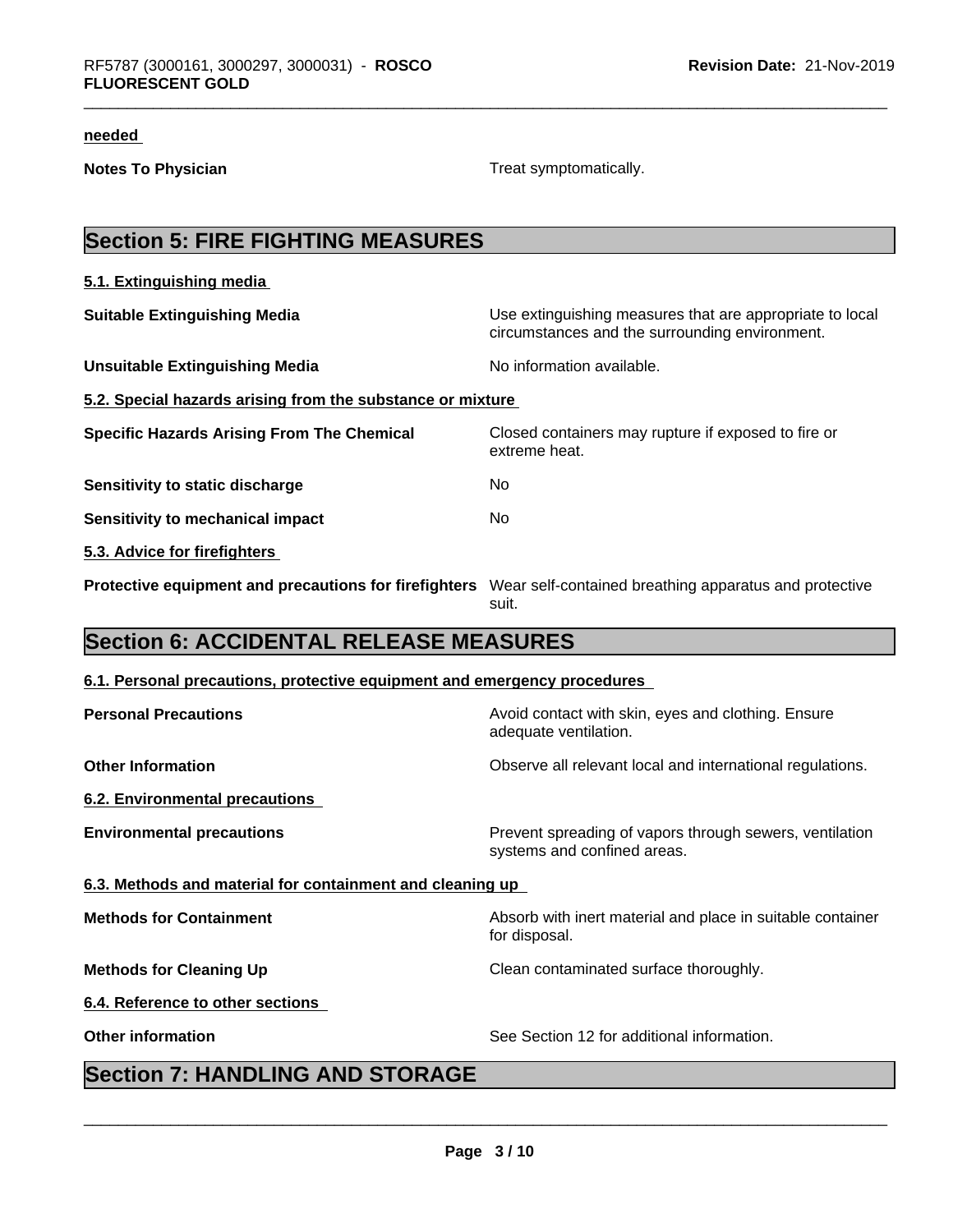**needed**

**Notes To Physician** Treat symptomatically.

## Section 5: FIRE FIGHTING MEASURES

### 5.1. Extinguishing media

**Suitable Extinguishing Media** Use extinguishing measures that are appropriate to local circumstances and the surrounding environment.

**Unsuitable Extinguishing Media** No information available.

### 5.2. Special hazards arising from the substance or mixture

**Specific Hazards Arising From The Chemical** Closed containers may rupture if exposed to fire or extreme heat.

**Sensitivity to static discharge** No

**Sensitivity to mechanical impact** No

### 5.3. Advice for firefighters

**Protective equipment and precautions for firefighters** Wear self-contained breathing apparatus and protective suit.

## Section 6: ACCIDENTAL RELEASE MEASURES

### 6.1. Personal precautions, protective equipment and emergency procedures

**Personal Precautions** Avoid contact with skin, eyes and clothing. Ensure adequate ventilation.

**Other Information** Observe all relevant local and international regulations.

### 6.2. Environmental precautions

**Environmental precautions** Prevent spreading of vapors through sewers, ventilation systems and confined areas.

### 6.3. Methods and material for containment and cleaning up

**Methods for Containment** Absorb with inert material and place in suitable container for disposal.

**Methods for Cleaning Up** Clean contaminated surface thoroughly.

### 6.4. Reference to other sections

**Other information** See Section 12 for additional information.

## Section 7: HANDLING AND STORAGE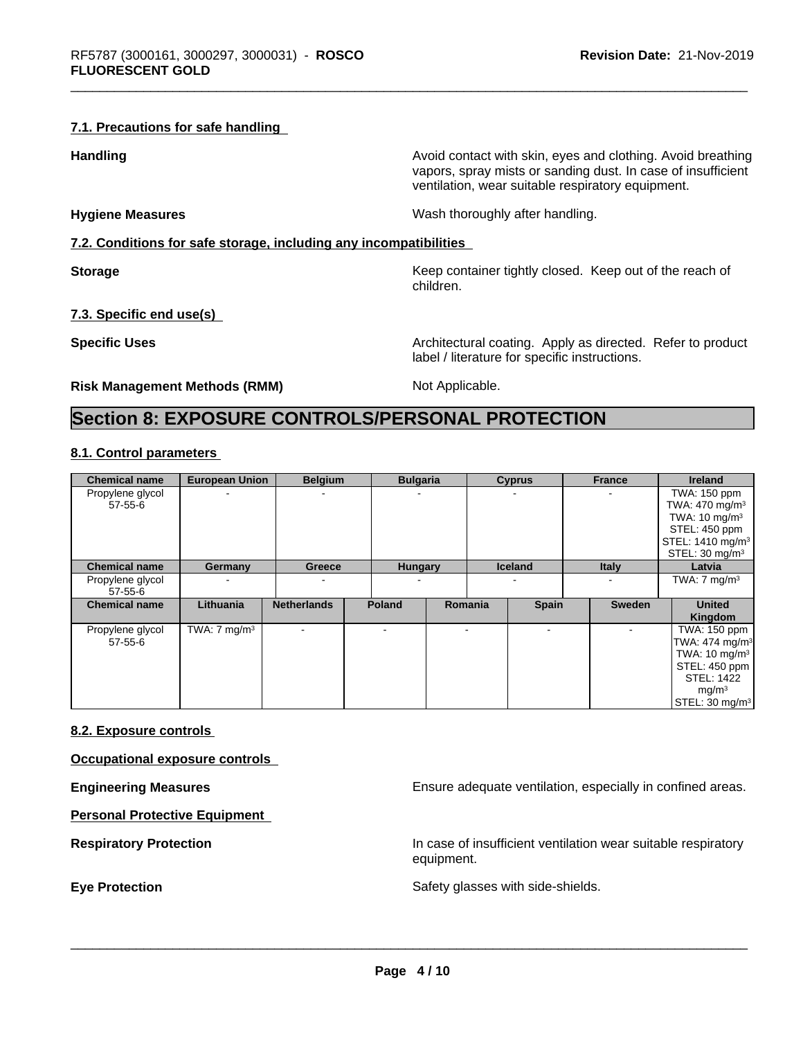### 7.1. Precautions for safe handling

**Handling**

Avoid contact with skin, eyes and clothing. Avoid breathing vapors, spray mists or sanding dust. In case of insufficient ventilation, wear suitable respiratory equipment.

**Hygiene Measures**

Wash thoroughly after handling.

### 7.2. Conditions for safe storage, including any incompatibilities

**Storage**

Keep container tightly closed. Keep out of the reach of children.

### 7.3. Specific end use(s)

**Specific Uses**

Architectural coating. Apply as directed. Refer to product label / literature for specific instructions.

**Risk Management Methods (RMM)**

Not Applicable.

# Section 8: EXPOSURE CONTROLS/PERSONAL PROTECTION

### 8.1. Control parameters

| Chemical name | European Union | Belgium | Bulgaria | Cyprus | France | Ireland |
|---|---|---|---|---|---|---|
| Propylene glycol 57-55-6 | - | - | - | - | - | TWA: 150 ppm TWA: 470 mg/m³ TWA: 10 mg/m³ STEL: 450 ppm STEL: 1410 mg/m³ STEL: 30 mg/m³ |

| Chemical name | Germany | Greece | Hungary | Iceland | Italy | Latvia |
|---|---|---|---|---|---|---|
| Propylene glycol 57-55-6 | - | - | - | - | - | TWA: 7 mg/m³ |

| Chemical name | Lithuania | Netherlands | Poland | Romania | Spain | Sweden | United Kingdom |
|---|---|---|---|---|---|---|---|
| Propylene glycol 57-55-6 | TWA: 7 mg/m³ | - | - | - | - | - | TWA: 150 ppm TWA: 474 mg/m³ TWA: 10 mg/m³ STEL: 450 ppm STEL: 1422 mg/m³ STEL: 30 mg/m³ |

### 8.2. Exposure controls

**Occupational exposure controls**

**Engineering Measures**

Ensure adequate ventilation, especially in confined areas.

**Personal Protective Equipment**

**Respiratory Protection**

In case of insufficient ventilation wear suitable respiratory equipment.

**Eye Protection**

Safety glasses with side-shields.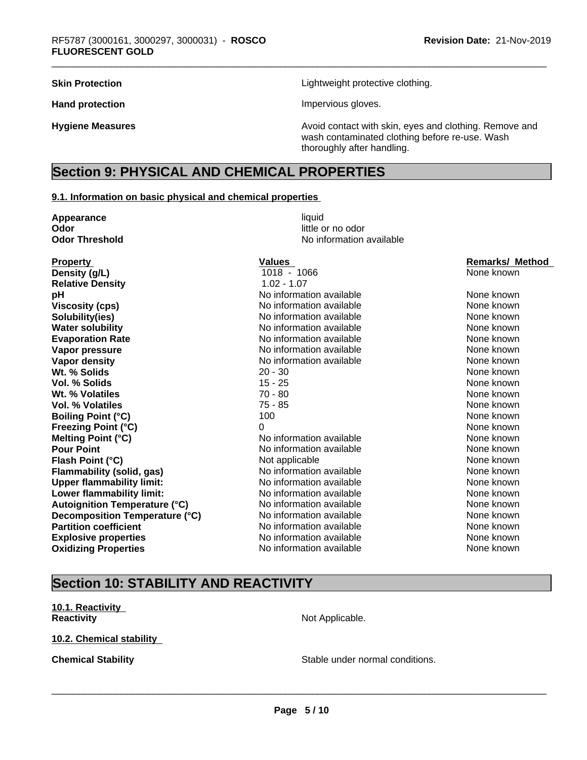**Skin Protection** Lightweight protective clothing.

**Hand protection** Impervious gloves.

**Hygiene Measures** Avoid contact with skin, eyes and clothing. Remove and wash contaminated clothing before re-use. Wash thoroughly after handling.

## Section 9: PHYSICAL AND CHEMICAL PROPERTIES

### 9.1. Information on basic physical and chemical properties

**Appearance** liquid
**Odor** little or no odor
**Odor Threshold** No information available

| Property | Values | Remarks/ Method |
|---|---|---|
| **Density (g/L)** | 1018 - 1066 | None known |
| **Relative Density** | 1.02 - 1.07 | |
| **pH** | No information available | None known |
| **Viscosity (cps)** | No information available | None known |
| **Solubility(ies)** | No information available | None known |
| **Water solubility** | No information available | None known |
| **Evaporation Rate** | No information available | None known |
| **Vapor pressure** | No information available | None known |
| **Vapor density** | No information available | None known |
| **Wt. % Solids** | 20 - 30 | None known |
| **Vol. % Solids** | 15 - 25 | None known |
| **Wt. % Volatiles** | 70 - 80 | None known |
| **Vol. % Volatiles** | 75 - 85 | None known |
| **Boiling Point (°C)** | 100 | None known |
| **Freezing Point (°C)** | 0 | None known |
| **Melting Point (°C)** | No information available | None known |
| **Pour Point** | No information available | None known |
| **Flash Point (°C)** | Not applicable | None known |
| **Flammability (solid, gas)** | No information available | None known |
| **Upper flammability limit:** | No information available | None known |
| **Lower flammability limit:** | No information available | None known |
| **Autoignition Temperature (°C)** | No information available | None known |
| **Decomposition Temperature (°C)** | No information available | None known |
| **Partition coefficient** | No information available | None known |
| **Explosive properties** | No information available | None known |
| **Oxidizing Properties** | No information available | None known |

## Section 10: STABILITY AND REACTIVITY

### 10.1. Reactivity

**Reactivity** Not Applicable.

### 10.2. Chemical stability

**Chemical Stability** Stable under normal conditions.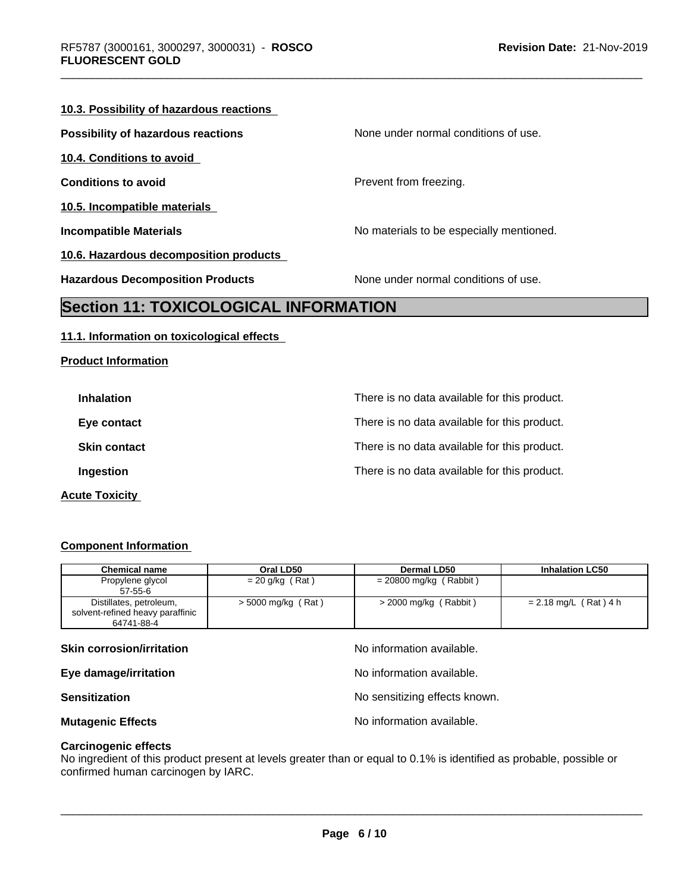#### 10.3. Possibility of hazardous reactions

**Possibility of hazardous reactions** None under normal conditions of use.

#### 10.4. Conditions to avoid

**Conditions to avoid** Prevent from freezing.

#### 10.5. Incompatible materials

**Incompatible Materials** No materials to be especially mentioned.

#### 10.6. Hazardous decomposition products

**Hazardous Decomposition Products** None under normal conditions of use.

## Section 11: TOXICOLOGICAL INFORMATION

#### 11.1. Information on toxicological effects

**Product Information**

**Inhalation** There is no data available for this product.

**Eye contact** There is no data available for this product.

**Skin contact** There is no data available for this product.

**Ingestion** There is no data available for this product.

**Acute Toxicity**

**Component Information**

| Chemical name | Oral LD50 | Dermal LD50 | Inhalation LC50 |
|---|---|---|---|
| Propylene glycol<br>57-55-6 | = 20 g/kg ( Rat ) | = 20800 mg/kg ( Rabbit ) | |
| Distillates, petroleum, solvent-refined heavy paraffinic<br>64741-88-4 | > 5000 mg/kg ( Rat ) | > 2000 mg/kg ( Rabbit ) | = 2.18 mg/L ( Rat ) 4 h |

**Skin corrosion/irritation** No information available.

**Eye damage/irritation** No information available.

**Sensitization** No sensitizing effects known.

**Mutagenic Effects** No information available.

**Carcinogenic effects**
No ingredient of this product present at levels greater than or equal to 0.1% is identified as probable, possible or confirmed human carcinogen by IARC.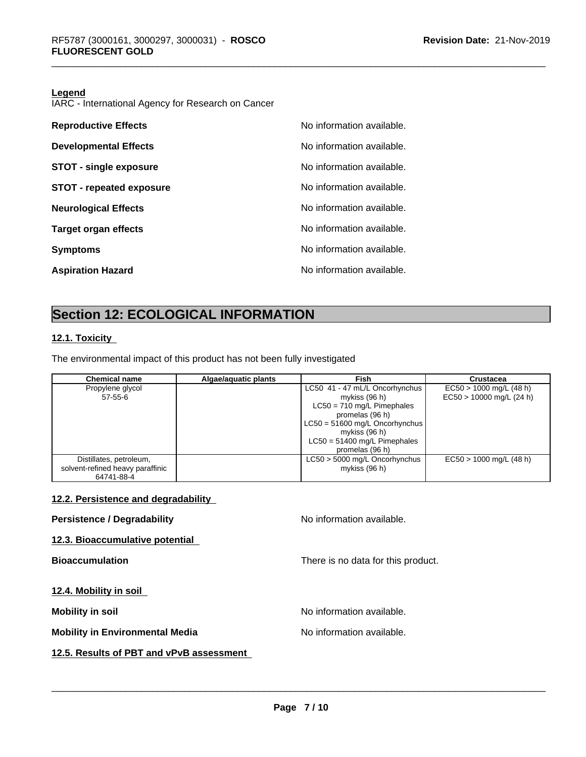**Legend**
IARC - International Agency for Research on Cancer

**Reproductive Effects** No information available.

**Developmental Effects** No information available.

**STOT - single exposure** No information available.

**STOT - repeated exposure** No information available.

**Neurological Effects** No information available.

**Target organ effects** No information available.

**Symptoms** No information available.

**Aspiration Hazard** No information available.

# Section 12: ECOLOGICAL INFORMATION

## 12.1. Toxicity

The environmental impact of this product has not been fully investigated

| Chemical name | Algae/aquatic plants | Fish | Crustacea |
|---|---|---|---|
| Propylene glycol 57-55-6 | | LC50 41 - 47 mL/L Oncorhynchus mykiss (96 h) LC50 = 710 mg/L Pimephales promelas (96 h) LC50 = 51600 mg/L Oncorhynchus mykiss (96 h) LC50 = 51400 mg/L Pimephales promelas (96 h) | EC50 > 1000 mg/L (48 h) EC50 > 10000 mg/L (24 h) |
| Distillates, petroleum, solvent-refined heavy paraffinic 64741-88-4 | | LC50 > 5000 mg/L Oncorhynchus mykiss (96 h) | EC50 > 1000 mg/L (48 h) |

## 12.2. Persistence and degradability

**Persistence / Degradability** No information available.

## 12.3. Bioaccumulative potential

**Bioaccumulation** There is no data for this product.

## 12.4. Mobility in soil

**Mobility in soil** No information available.

**Mobility in Environmental Media** No information available.

## 12.5. Results of PBT and vPvB assessment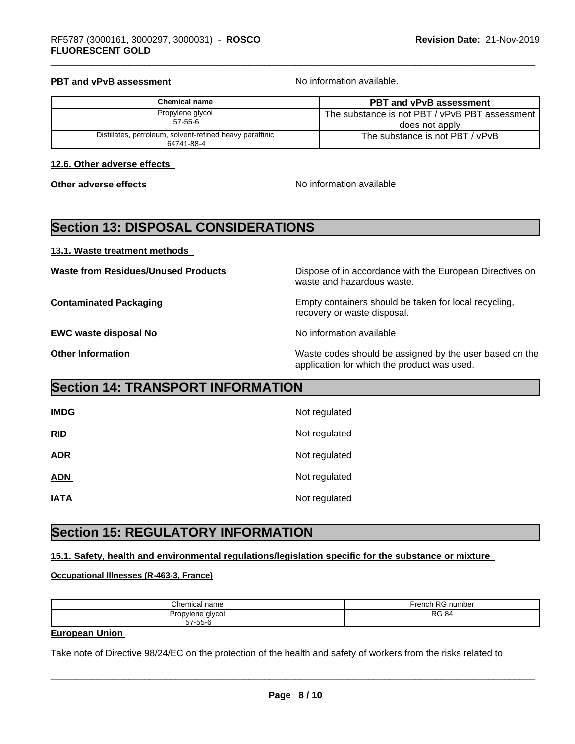**PBT and vPvB assessment** No information available.

| Chemical name | PBT and vPvB assessment |
|---|---|
| Propylene glycol<br>57-55-6 | The substance is not PBT / vPvB PBT assessment does not apply |
| Distillates, petroleum, solvent-refined heavy paraffinic<br>64741-88-4 | The substance is not PBT / vPvB |

**12.6. Other adverse effects**

**Other adverse effects** No information available

## Section 13: DISPOSAL CONSIDERATIONS

**13.1. Waste treatment methods**

**Waste from Residues/Unused Products** Dispose of in accordance with the European Directives on waste and hazardous waste.

**Contaminated Packaging** Empty containers should be taken for local recycling, recovery or waste disposal.

**EWC waste disposal No** No information available

**Other Information** Waste codes should be assigned by the user based on the application for which the product was used.

## Section 14: TRANSPORT INFORMATION

**IMDG** Not regulated

**RID** Not regulated

**ADR** Not regulated

**ADN** Not regulated

**IATA** Not regulated

## Section 15: REGULATORY INFORMATION

**15.1. Safety, health and environmental regulations/legislation specific for the substance or mixture**

**Occupational Illnesses (R-463-3, France)**

| Chemical name | French RG number |
|---|---|
| Propylene glycol<br>57-55-6 | RG 84 |

**European Union**

Take note of Directive 98/24/EC on the protection of the health and safety of workers from the risks related to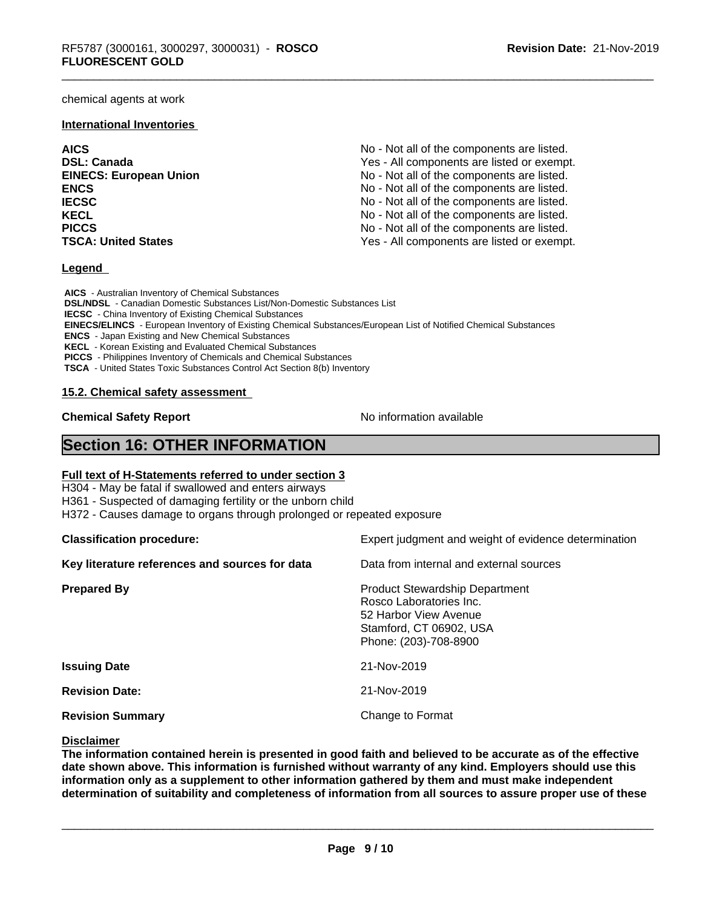chemical agents at work

**International Inventories**

| | |
|---|---|
| **AICS** | No - Not all of the components are listed. |
| **DSL: Canada** | Yes - All components are listed or exempt. |
| **EINECS: European Union** | No - Not all of the components are listed. |
| **ENCS** | No - Not all of the components are listed. |
| **IECSC** | No - Not all of the components are listed. |
| **KECL** | No - Not all of the components are listed. |
| **PICCS** | No - Not all of the components are listed. |
| **TSCA: United States** | Yes - All components are listed or exempt. |

**Legend**

**AICS** - Australian Inventory of Chemical Substances
**DSL/NDSL** - Canadian Domestic Substances List/Non-Domestic Substances List
**IECSC** - China Inventory of Existing Chemical Substances
**EINECS/ELINCS** - European Inventory of Existing Chemical Substances/European List of Notified Chemical Substances
**ENCS** - Japan Existing and New Chemical Substances
**KECL** - Korean Existing and Evaluated Chemical Substances
**PICCS** - Philippines Inventory of Chemicals and Chemical Substances
**TSCA** - United States Toxic Substances Control Act Section 8(b) Inventory

**15.2. Chemical safety assessment**

**Chemical Safety Report** No information available

# Section 16: OTHER INFORMATION

**Full text of H-Statements referred to under section 3**

H304 - May be fatal if swallowed and enters airways
H361 - Suspected of damaging fertility or the unborn child
H372 - Causes damage to organs through prolonged or repeated exposure

| | |
|---|---|
| **Classification procedure:** | Expert judgment and weight of evidence determination |
| **Key literature references and sources for data** | Data from internal and external sources |
| **Prepared By** | Product Stewardship Department<br>Rosco Laboratories Inc.<br>52 Harbor View Avenue<br>Stamford, CT 06902, USA<br>Phone: (203)-708-8900 |
| **Issuing Date** | 21-Nov-2019 |
| **Revision Date:** | 21-Nov-2019 |
| **Revision Summary** | Change to Format |

**Disclaimer**

**The information contained herein is presented in good faith and believed to be accurate as of the effective date shown above. This information is furnished without warranty of any kind. Employers should use this information only as a supplement to other information gathered by them and must make independent determination of suitability and completeness of information from all sources to assure proper use of these**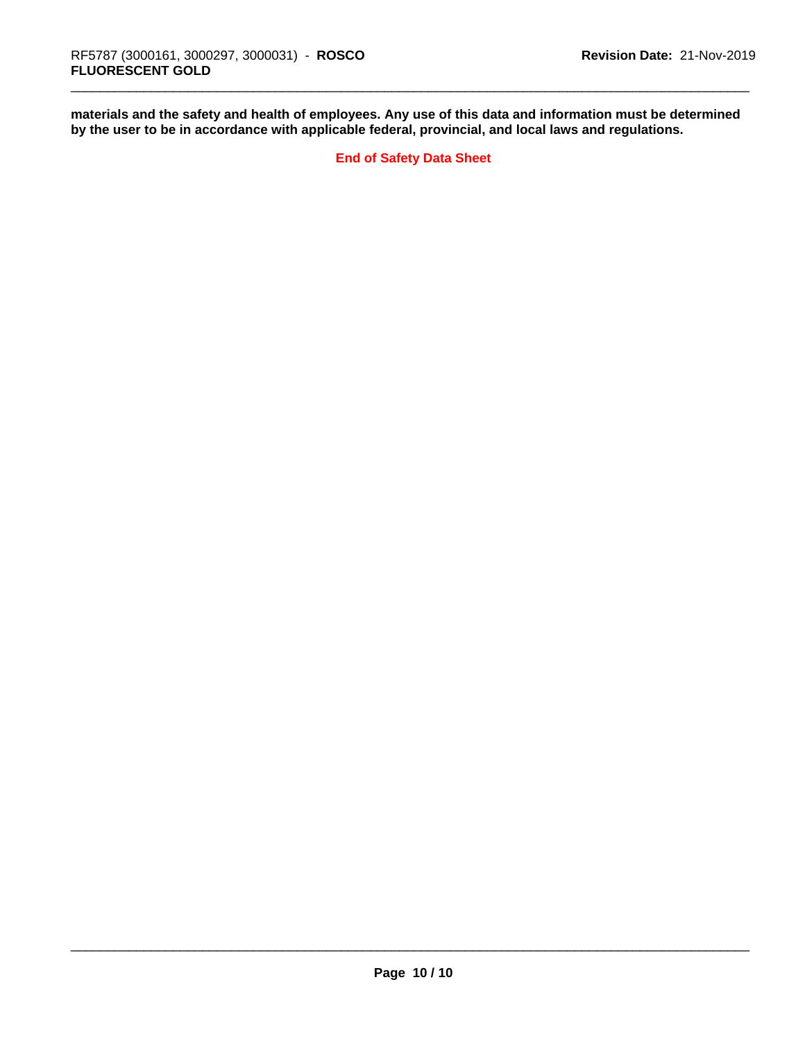**materials and the safety and health of employees. Any use of this data and information must be determined by the user to be in accordance with applicable federal, provincial, and local laws and regulations.**

**End of Safety Data Sheet**